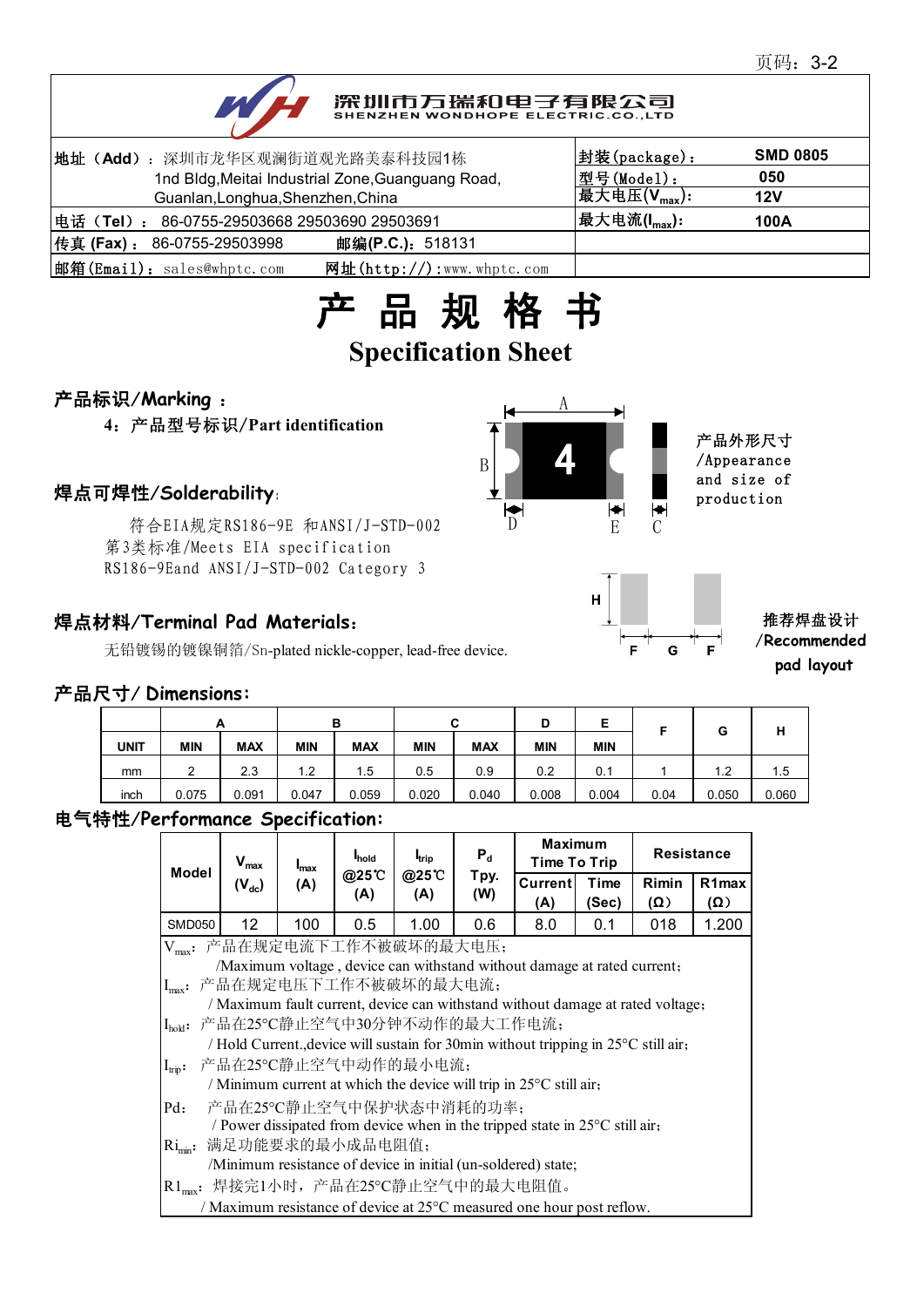深圳市万瑞和电子有限公司
SHENZHEN WONDHOPE ELECTRIC.CO.,LTD

| 地址（Add）：深圳市龙华区观澜街道观光路美泰科技园1栋 1nd Bldg,Meitai Industrial Zone,Guanguang Road, Guanlan,Longhua,Shenzhen,China | 封装(package)： | SMD 0805 |
|---|---|---|
| | 型号(Model)： | 050 |
| | 最大电压($V_{max}$)： | 12V |
| 电话（Tel）：86-0755-29503668 29503690 29503691 | 最大电流($I_{max}$)： | 100A |
| 传真 (Fax)：86-0755-29503998　　邮编(P.C.)：518131 | | |
| 邮箱(Email)：sales@whptc.com　　网址(http://):www.whptc.com | | |

# 产 品 规 格 书

# Specification Sheet

## 产品标识/Marking ：

4：产品型号标识/Part identification

产品外形尺寸/Appearance and size of production

## 焊点可焊性/Solderability:

符合EIA规定RS186-9E 和ANSI/J-STD-002第3类标准/Meets EIA specification RS186-9Eand ANSI/J-STD-002 Category 3

## 焊点材料/Terminal Pad Materials:

无铅镀锡的镀镍铜箔/Sn-plated nickle-copper, lead-free device.

推荐焊盘设计/Recommended pad layout

## 产品尺寸/ Dimensions:

| UNIT | A MIN | A MAX | B MIN | B MAX | C MIN | C MAX | D MIN | E MIN | F | G | H |
|---|---|---|---|---|---|---|---|---|---|---|---|
| mm | 2 | 2.3 | 1.2 | 1.5 | 0.5 | 0.9 | 0.2 | 0.1 | 1 | 1.2 | 1.5 |
| inch | 0.075 | 0.091 | 0.047 | 0.059 | 0.020 | 0.040 | 0.008 | 0.004 | 0.04 | 0.050 | 0.060 |

## 电气特性/Performance Specification:

| Model | $V_{max}$ ($V_{dc}$) | $I_{max}$ (A) | $I_{hold}$ @25℃ (A) | $I_{trip}$ @25℃ (A) | $P_d$ Tpy. (W) | Maximum Time To Trip Current (A) | Maximum Time To Trip Time (Sec) | Resistance Rimin (Ω) | Resistance R1max (Ω) |
|---|---|---|---|---|---|---|---|---|---|
| SMD050 | 12 | 100 | 0.5 | 1.00 | 0.6 | 8.0 | 0.1 | 018 | 1.200 |

$V_{max}$：产品在规定电流下工作不被破坏的最大电压；
/Maximum voltage , device can withstand without damage at rated current;

$I_{max}$：产品在规定电压下工作不被破坏的最大电流；
/ Maximum fault current, device can withstand without damage at rated voltage;

$I_{hold}$：产品在25°C静止空气中30分钟不动作的最大工作电流；
/ Hold Current.,device will sustain for 30min without tripping in 25°C still air;

$I_{trip}$：产品在25°C静止空气中动作的最小电流；
/ Minimum current at which the device will trip in 25°C still air;

Pd：产品在25°C静止空气中保护状态中消耗的功率；
/ Power dissipated from device when in the tripped state in 25°C still air;

$Ri_{min}$：满足功能要求的最小成品电阻值；
/Minimum resistance of device in initial (un-soldered) state;

$R1_{max}$：焊接完1小时，产品在25°C静止空气中的最大电阻值。
/ Maximum resistance of device at 25°C measured one hour post reflow.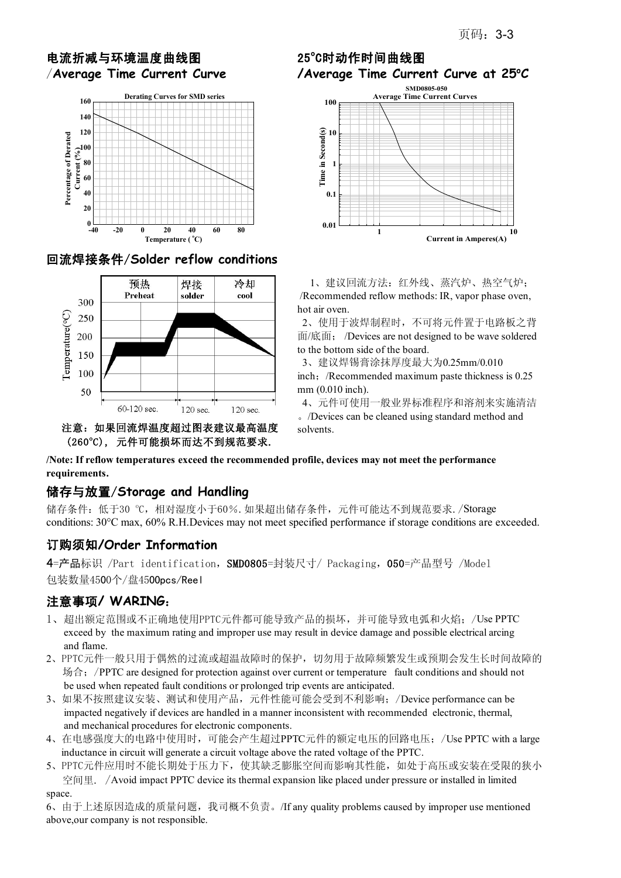## 电流折减与环境温度曲线图 /Average Time Current Curve

Derating Curves for SMD series

Percentage of Derated Current (%)

160
140
120
100
80
60
40
20
0

-40 -20 0 20 40 60 80

Temperature (°C)

## 25°C时动作时间曲线图 /Average Time Current Curve at 25°C

SMD0805-050
Average Time Current Curves

Time in Second(s)

100
10
1
0.1
0.01

1 10

Current in Amperes(A)

## 回流焊接条件/Solder reflow conditions

预热 Preheat
焊接 solder
冷却 cool

Temperature(°C)

300
250
200
150
100
50

60-120 sec. 120 sec. 120 sec.

**注意：如果回流焊温度超过图表建议最高温度（260°C），元件可能损坏而达不到规范要求.**

1、建议回流方法：红外线、蒸汽炉、热空气炉；/Recommended reflow methods: IR, vapor phase oven, hot air oven.

2、使用于波焊制程时，不可将元件置于电路板之背面/底面； /Devices are not designed to be wave soldered to the bottom side of the board.

3、建议焊锡膏涂抹厚度最大为0.25mm/0.010 inch；/Recommended maximum paste thickness is 0.25 mm (0.010 inch).

4、元件可使用一般业界标准程序和溶剂来实施清洁。/Devices can be cleaned using standard method and solvents.

**/Note: If reflow temperatures exceed the recommended profile, devices may not meet the performance requirements.**

## 储存与放置/Storage and Handling

储存条件：低于30 ℃，相对湿度小于60％.如果超出储存条件，元件可能达不到规范要求./Storage conditions: 30°C max, 60% R.H.Devices may not meet specified performance if storage conditions are exceeded.

## 订购须知/Order Information

**4**=产品标识 /Part identification，**SMD0805**=封装尺寸/ Packaging，**050**=产品型号 /Model

包装数量4500个/盘4500pcs/Reel

## 注意事项/ WARING：

1、超出额定范围或不正确地使用PPTC元件都可能导致产品的损坏，并可能导致电弧和火焰；/Use PPTC exceed by the maximum rating and improper use may result in device damage and possible electrical arcing and flame.

2、PPTC元件一般只用于偶然的过流或超温故障时的保护，切勿用于故障频繁发生或预期会发生长时间故障的场合；/PPTC are designed for protection against over current or temperature fault conditions and should not be used when repeated fault conditions or prolonged trip events are anticipated.

3、如果不按照建议安装、测试和使用产品，元件性能可能会受到不利影响；/Device performance can be impacted negatively if devices are handled in a manner inconsistent with recommended electronic, thermal, and mechanical procedures for electronic components.

4、在电感强度大的电路中使用时，可能会产生超过PPTC元件的额定电压的回路电压；/Use PPTC with a large inductance in circuit will generate a circuit voltage above the rated voltage of the PPTC.

5、PPTC元件应用时不能长期处于压力下，使其缺乏膨胀空间而影响其性能，如处于高压或安装在受限的狭小空间里. /Avoid impact PPTC device its thermal expansion like placed under pressure or installed in limited space.

6、由于上述原因造成的质量问题，我司概不负责。/If any quality problems caused by improper use mentioned above,our company is not responsible.